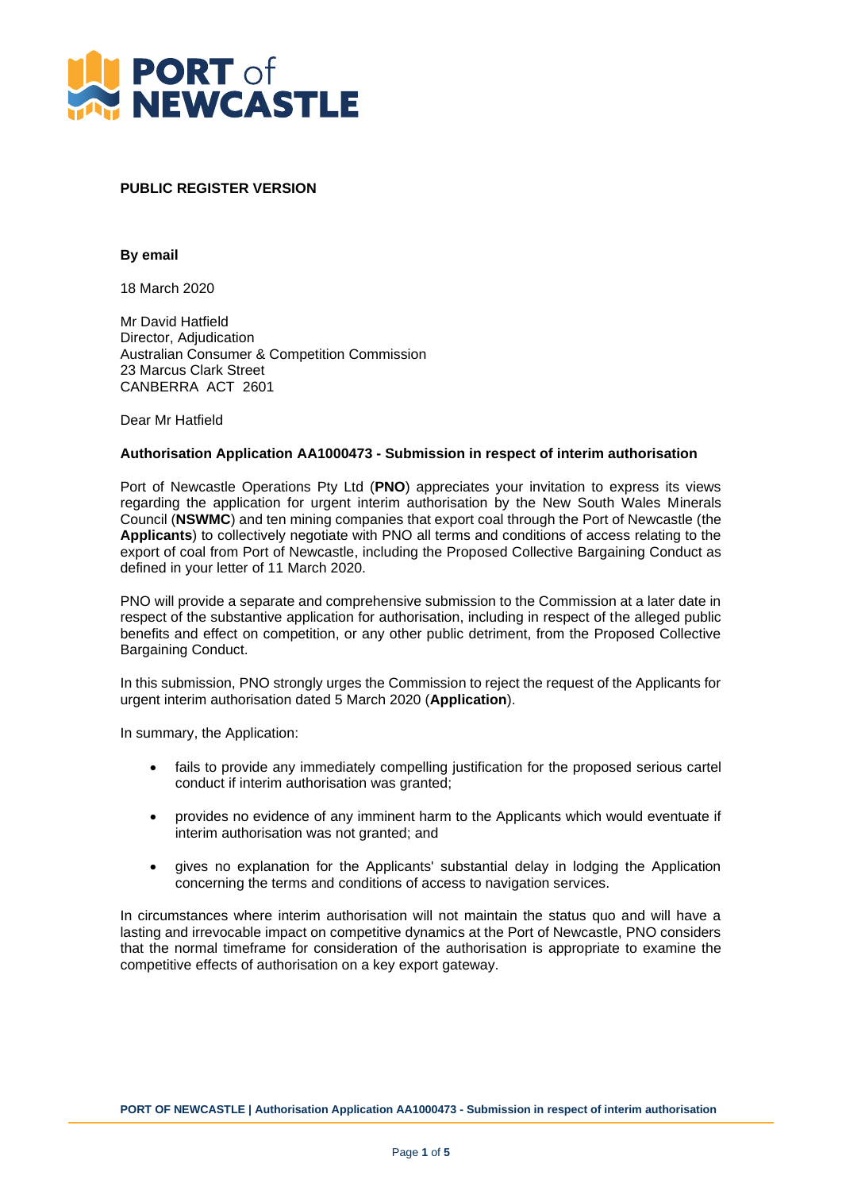**PUBLIC REGISTER VERSION**

**By email**

18 March 2020

Mr David Hatfield
Director, Adjudication
Australian Consumer & Competition Commission
23 Marcus Clark Street
CANBERRA ACT 2601

Dear Mr Hatfield

**Authorisation Application AA1000473 - Submission in respect of interim authorisation**

Port of Newcastle Operations Pty Ltd (**PNO**) appreciates your invitation to express its views regarding the application for urgent interim authorisation by the New South Wales Minerals Council (**NSWMC**) and ten mining companies that export coal through the Port of Newcastle (the **Applicants**) to collectively negotiate with PNO all terms and conditions of access relating to the export of coal from Port of Newcastle, including the Proposed Collective Bargaining Conduct as defined in your letter of 11 March 2020.

PNO will provide a separate and comprehensive submission to the Commission at a later date in respect of the substantive application for authorisation, including in respect of the alleged public benefits and effect on competition, or any other public detriment, from the Proposed Collective Bargaining Conduct.

In this submission, PNO strongly urges the Commission to reject the request of the Applicants for urgent interim authorisation dated 5 March 2020 (**Application**).

In summary, the Application:

- fails to provide any immediately compelling justification for the proposed serious cartel conduct if interim authorisation was granted;
- provides no evidence of any imminent harm to the Applicants which would eventuate if interim authorisation was not granted; and
- gives no explanation for the Applicants' substantial delay in lodging the Application concerning the terms and conditions of access to navigation services.

In circumstances where interim authorisation will not maintain the status quo and will have a lasting and irrevocable impact on competitive dynamics at the Port of Newcastle, PNO considers that the normal timeframe for consideration of the authorisation is appropriate to examine the competitive effects of authorisation on a key export gateway.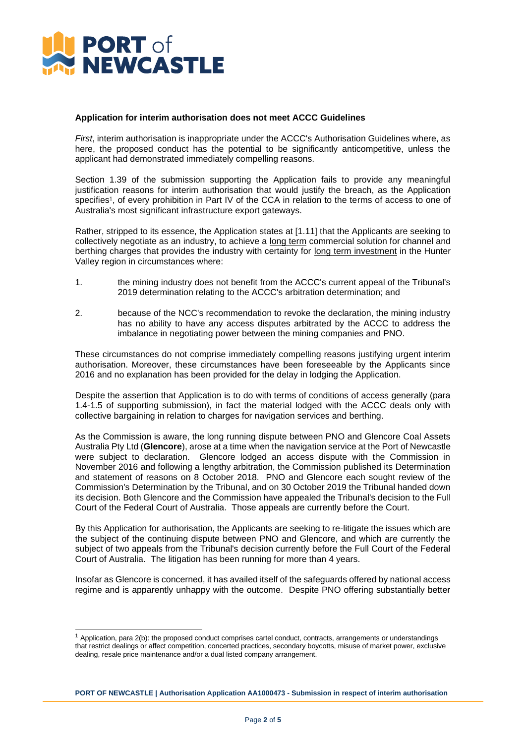**Application for interim authorisation does not meet ACCC Guidelines**

*First*, interim authorisation is inappropriate under the ACCC's Authorisation Guidelines where, as here, the proposed conduct has the potential to be significantly anticompetitive, unless the applicant had demonstrated immediately compelling reasons.

Section 1.39 of the submission supporting the Application fails to provide any meaningful justification reasons for interim authorisation that would justify the breach, as the Application specifies[1], of every prohibition in Part IV of the CCA in relation to the terms of access to one of Australia's most significant infrastructure export gateways.

Rather, stripped to its essence, the Application states at [1.11] that the Applicants are seeking to collectively negotiate as an industry, to achieve a long term commercial solution for channel and berthing charges that provides the industry with certainty for long term investment in the Hunter Valley region in circumstances where:

1. the mining industry does not benefit from the ACCC's current appeal of the Tribunal's 2019 determination relating to the ACCC's arbitration determination; and
2. because of the NCC's recommendation to revoke the declaration, the mining industry has no ability to have any access disputes arbitrated by the ACCC to address the imbalance in negotiating power between the mining companies and PNO.

These circumstances do not comprise immediately compelling reasons justifying urgent interim authorisation. Moreover, these circumstances have been foreseeable by the Applicants since 2016 and no explanation has been provided for the delay in lodging the Application.

Despite the assertion that Application is to do with terms of conditions of access generally (para 1.4-1.5 of supporting submission), in fact the material lodged with the ACCC deals only with collective bargaining in relation to charges for navigation services and berthing.

As the Commission is aware, the long running dispute between PNO and Glencore Coal Assets Australia Pty Ltd (**Glencore**), arose at a time when the navigation service at the Port of Newcastle were subject to declaration. Glencore lodged an access dispute with the Commission in November 2016 and following a lengthy arbitration, the Commission published its Determination and statement of reasons on 8 October 2018. PNO and Glencore each sought review of the Commission's Determination by the Tribunal, and on 30 October 2019 the Tribunal handed down its decision. Both Glencore and the Commission have appealed the Tribunal's decision to the Full Court of the Federal Court of Australia. Those appeals are currently before the Court.

By this Application for authorisation, the Applicants are seeking to re-litigate the issues which are the subject of the continuing dispute between PNO and Glencore, and which are currently the subject of two appeals from the Tribunal's decision currently before the Full Court of the Federal Court of Australia. The litigation has been running for more than 4 years.

Insofar as Glencore is concerned, it has availed itself of the safeguards offered by national access regime and is apparently unhappy with the outcome. Despite PNO offering substantially better

[1] Application, para 2(b): the proposed conduct comprises cartel conduct, contracts, arrangements or understandings that restrict dealings or affect competition, concerted practices, secondary boycotts, misuse of market power, exclusive dealing, resale price maintenance and/or a dual listed company arrangement.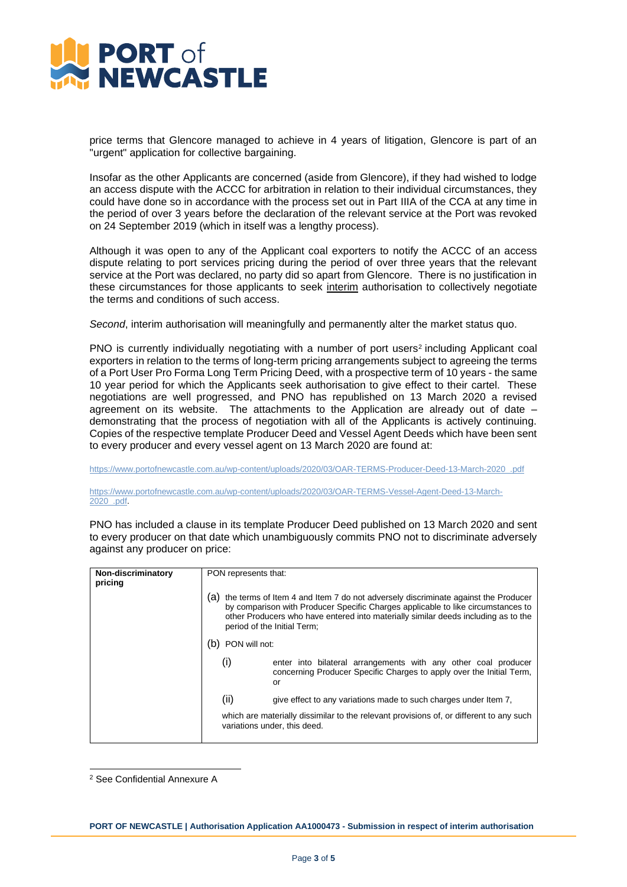price terms that Glencore managed to achieve in 4 years of litigation, Glencore is part of an "urgent" application for collective bargaining.

Insofar as the other Applicants are concerned (aside from Glencore), if they had wished to lodge an access dispute with the ACCC for arbitration in relation to their individual circumstances, they could have done so in accordance with the process set out in Part IIIA of the CCA at any time in the period of over 3 years before the declaration of the relevant service at the Port was revoked on 24 September 2019 (which in itself was a lengthy process).

Although it was open to any of the Applicant coal exporters to notify the ACCC of an access dispute relating to port services pricing during the period of over three years that the relevant service at the Port was declared, no party did so apart from Glencore. There is no justification in these circumstances for those applicants to seek <u>interim</u> authorisation to collectively negotiate the terms and conditions of such access.

*Second*, interim authorisation will meaningfully and permanently alter the market status quo.

PNO is currently individually negotiating with a number of port users[2] including Applicant coal exporters in relation to the terms of long-term pricing arrangements subject to agreeing the terms of a Port User Pro Forma Long Term Pricing Deed, with a prospective term of 10 years - the same 10 year period for which the Applicants seek authorisation to give effect to their cartel. These negotiations are well progressed, and PNO has republished on 13 March 2020 a revised agreement on its website. The attachments to the Application are already out of date – demonstrating that the process of negotiation with all of the Applicants is actively continuing. Copies of the respective template Producer Deed and Vessel Agent Deeds which have been sent to every producer and every vessel agent on 13 March 2020 are found at:

https://www.portofnewcastle.com.au/wp-content/uploads/2020/03/OAR-TERMS-Producer-Deed-13-March-2020_.pdf

https://www.portofnewcastle.com.au/wp-content/uploads/2020/03/OAR-TERMS-Vessel-Agent-Deed-13-March-2020_.pdf.

PNO has included a clause in its template Producer Deed published on 13 March 2020 and sent to every producer on that date which unambiguously commits PNO not to discriminate adversely against any producer on price:

| **Non-discriminatory pricing** | PON represents that:<br><br>(a) the terms of Item 4 and Item 7 do not adversely discriminate against the Producer by comparison with Producer Specific Charges applicable to like circumstances to other Producers who have entered into materially similar deeds including as to the period of the Initial Term;<br><br>(b) PON will not:<br><br>(i) enter into bilateral arrangements with any other coal producer concerning Producer Specific Charges to apply over the Initial Term, or<br><br>(ii) give effect to any variations made to such charges under Item 7,<br><br>which are materially dissimilar to the relevant provisions of, or different to any such variations under, this deed. |
|---|---|

[2] See Confidential Annexure A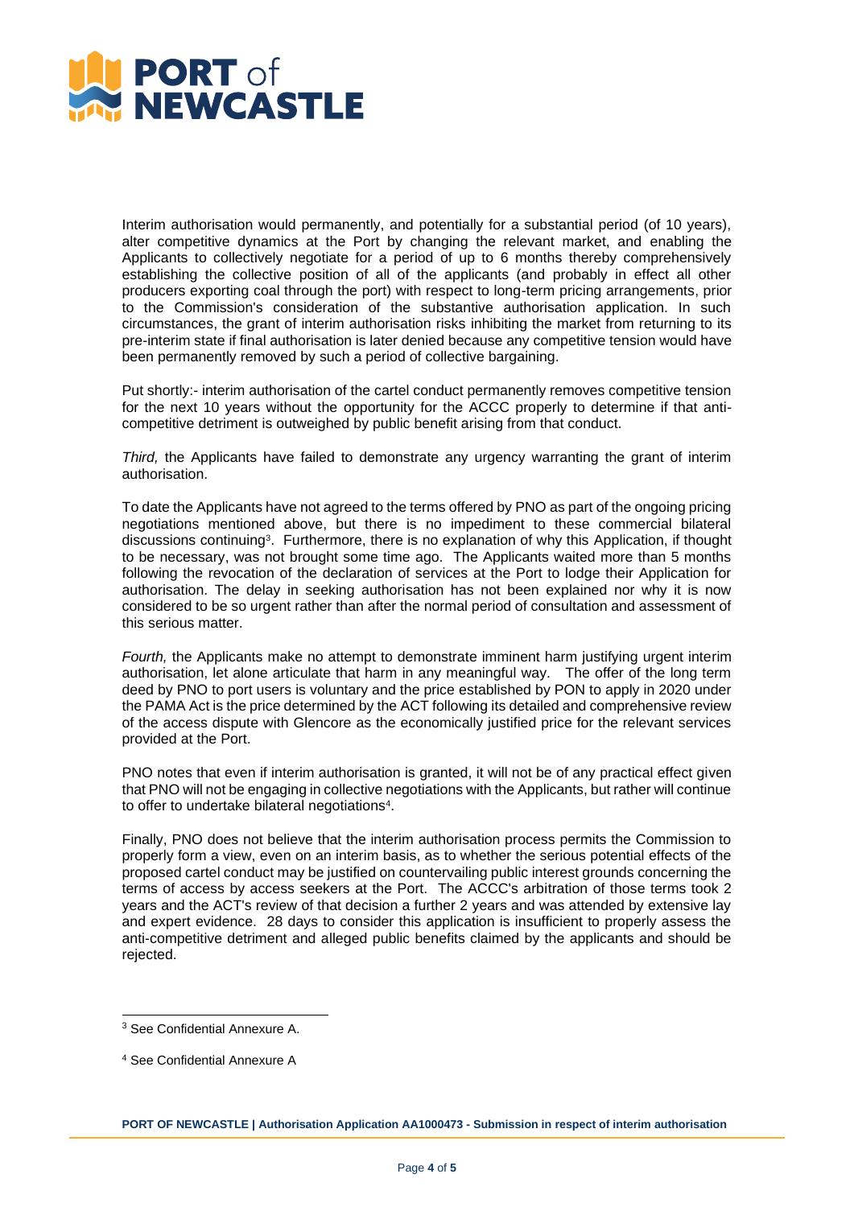Interim authorisation would permanently, and potentially for a substantial period (of 10 years), alter competitive dynamics at the Port by changing the relevant market, and enabling the Applicants to collectively negotiate for a period of up to 6 months thereby comprehensively establishing the collective position of all of the applicants (and probably in effect all other producers exporting coal through the port) with respect to long-term pricing arrangements, prior to the Commission's consideration of the substantive authorisation application. In such circumstances, the grant of interim authorisation risks inhibiting the market from returning to its pre-interim state if final authorisation is later denied because any competitive tension would have been permanently removed by such a period of collective bargaining.

Put shortly:- interim authorisation of the cartel conduct permanently removes competitive tension for the next 10 years without the opportunity for the ACCC properly to determine if that anti-competitive detriment is outweighed by public benefit arising from that conduct.

*Third,* the Applicants have failed to demonstrate any urgency warranting the grant of interim authorisation.

To date the Applicants have not agreed to the terms offered by PNO as part of the ongoing pricing negotiations mentioned above, but there is no impediment to these commercial bilateral discussions continuing[3]. Furthermore, there is no explanation of why this Application, if thought to be necessary, was not brought some time ago. The Applicants waited more than 5 months following the revocation of the declaration of services at the Port to lodge their Application for authorisation. The delay in seeking authorisation has not been explained nor why it is now considered to be so urgent rather than after the normal period of consultation and assessment of this serious matter.

*Fourth,* the Applicants make no attempt to demonstrate imminent harm justifying urgent interim authorisation, let alone articulate that harm in any meaningful way. The offer of the long term deed by PNO to port users is voluntary and the price established by PON to apply in 2020 under the PAMA Act is the price determined by the ACT following its detailed and comprehensive review of the access dispute with Glencore as the economically justified price for the relevant services provided at the Port.

PNO notes that even if interim authorisation is granted, it will not be of any practical effect given that PNO will not be engaging in collective negotiations with the Applicants, but rather will continue to offer to undertake bilateral negotiations[4].

Finally, PNO does not believe that the interim authorisation process permits the Commission to properly form a view, even on an interim basis, as to whether the serious potential effects of the proposed cartel conduct may be justified on countervailing public interest grounds concerning the terms of access by access seekers at the Port. The ACCC's arbitration of those terms took 2 years and the ACT's review of that decision a further 2 years and was attended by extensive lay and expert evidence. 28 days to consider this application is insufficient to properly assess the anti-competitive detriment and alleged public benefits claimed by the applicants and should be rejected.

---

[3] See Confidential Annexure A.

[4] See Confidential Annexure A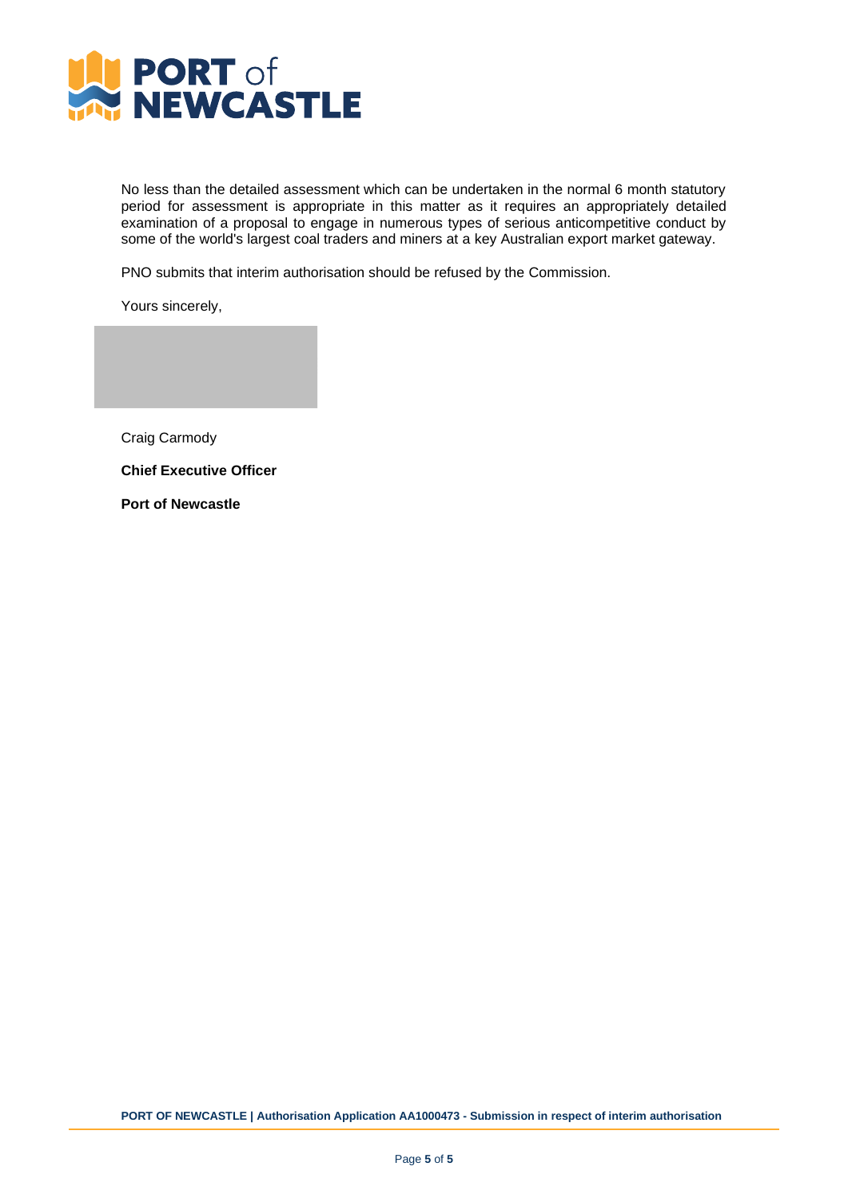No less than the detailed assessment which can be undertaken in the normal 6 month statutory period for assessment is appropriate in this matter as it requires an appropriately detailed examination of a proposal to engage in numerous types of serious anticompetitive conduct by some of the world's largest coal traders and miners at a key Australian export market gateway.

PNO submits that interim authorisation should be refused by the Commission.

Yours sincerely,

Craig Carmody

**Chief Executive Officer**

**Port of Newcastle**